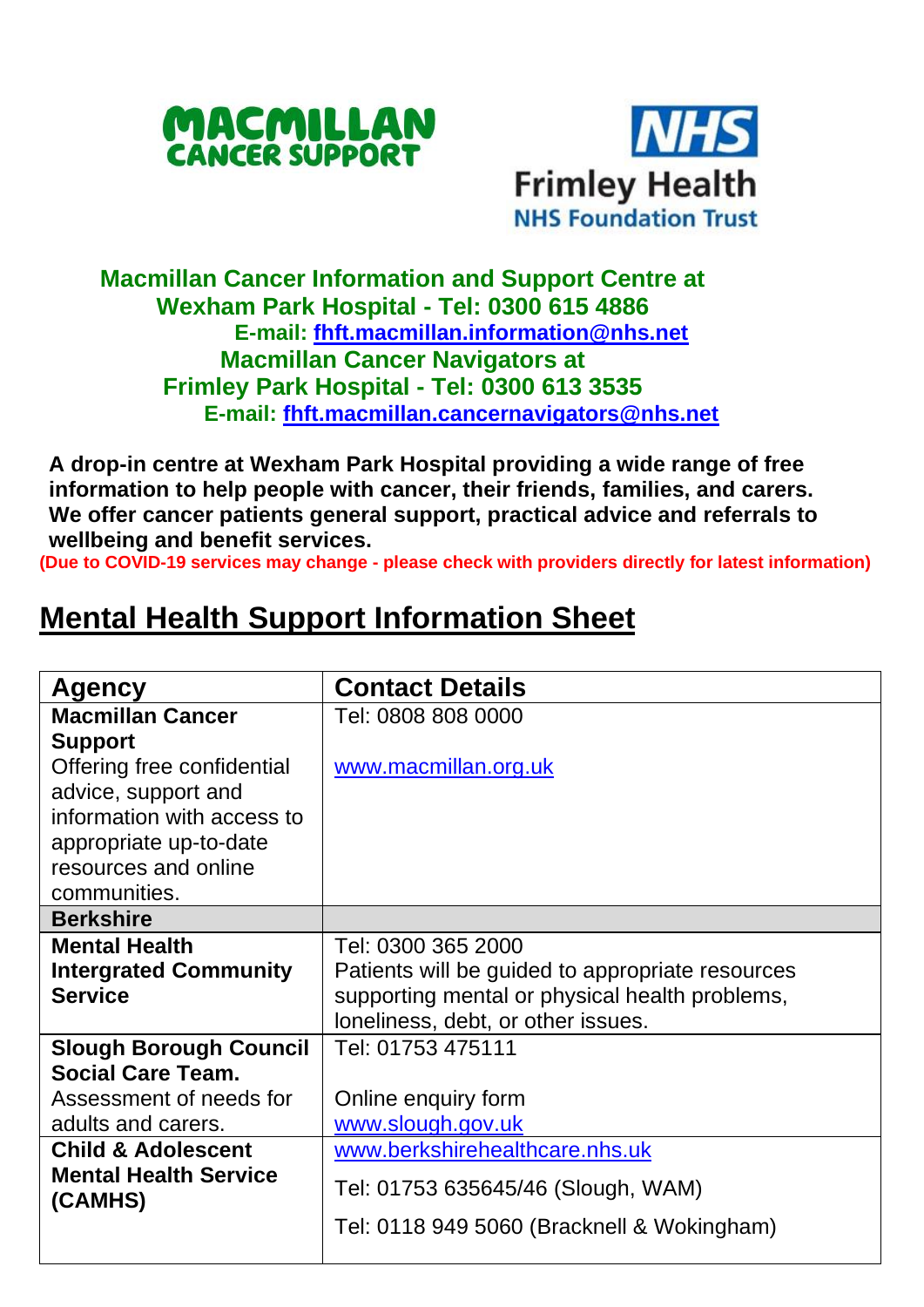MACMILLAN CANCER SUPPORT

NHS Frimley Health NHS Foundation Trust

**Macmillan Cancer Information and Support Centre at Wexham Park Hospital - Tel: 0300 615 4886**
**E-mail: fhft.macmillan.information@nhs.net**
**Macmillan Cancer Navigators at Frimley Park Hospital - Tel: 0300 613 3535**
**E-mail: fhft.macmillan.cancernavigators@nhs.net**

**A drop-in centre at Wexham Park Hospital providing a wide range of free information to help people with cancer, their friends, families, and carers. We offer cancer patients general support, practical advice and referrals to wellbeing and benefit services.**
**(Due to COVID-19 services may change - please check with providers directly for latest information)**

# Mental Health Support Information Sheet

| Agency | Contact Details |
|---|---|
| **Macmillan Cancer Support** Offering free confidential advice, support and information with access to appropriate up-to-date resources and online communities. | Tel: 0808 808 0000<br><br>www.macmillan.org.uk |
| **Berkshire** | |
| **Mental Health Intergrated Community Service** | Tel: 0300 365 2000<br>Patients will be guided to appropriate resources supporting mental or physical health problems, loneliness, debt, or other issues. |
| **Slough Borough Council Social Care Team.** Assessment of needs for adults and carers. | Tel: 01753 475111<br><br>Online enquiry form<br>www.slough.gov.uk |
| **Child & Adolescent Mental Health Service (CAMHS)** | www.berkshirehealthcare.nhs.uk<br><br>Tel: 01753 635645/46 (Slough, WAM)<br><br>Tel: 0118 949 5060 (Bracknell & Wokingham) |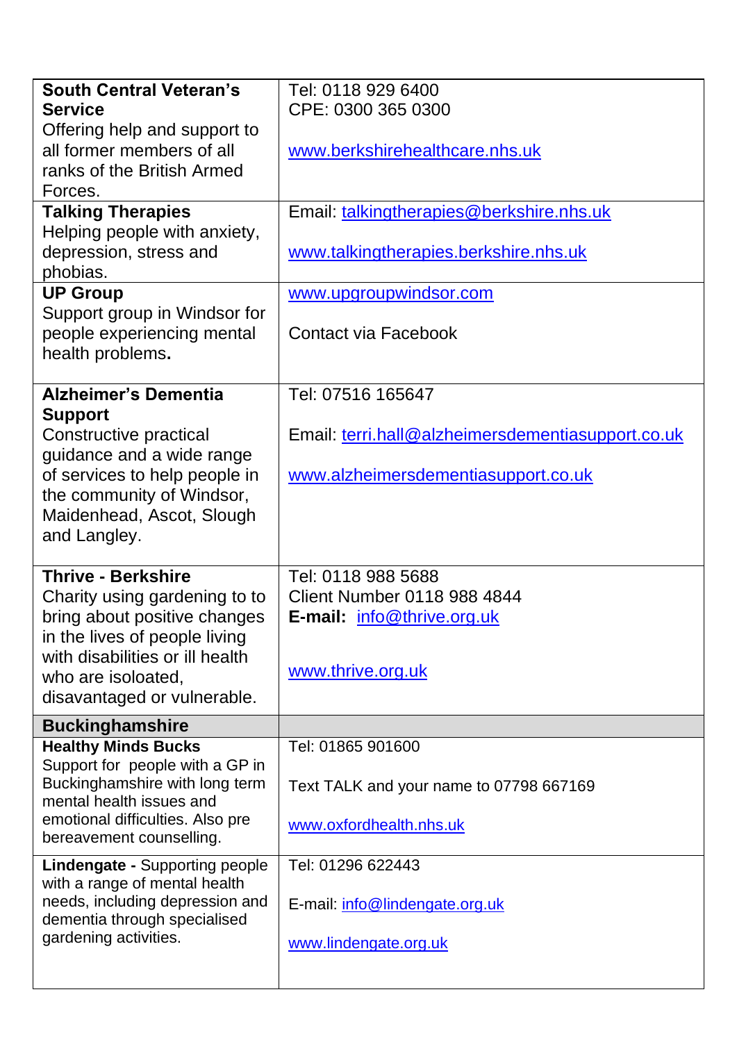| | |
|---|---|
| **South Central Veteran's Service**<br>Offering help and support to all former members of all ranks of the British Armed Forces. | Tel: 0118 929 6400<br>CPE: 0300 365 0300<br><br>www.berkshirehealthcare.nhs.uk |
| **Talking Therapies**<br>Helping people with anxiety, depression, stress and phobias. | Email: talkingtherapies@berkshire.nhs.uk<br><br>www.talkingtherapies.berkshire.nhs.uk |
| **UP Group**<br>Support group in Windsor for people experiencing mental health problems**.** | www.upgroupwindsor.com<br><br>Contact via Facebook |
| **Alzheimer's Dementia Support**<br>Constructive practical guidance and a wide range of services to help people in the community of Windsor, Maidenhead, Ascot, Slough and Langley. | Tel: 07516 165647<br><br>Email: terri.hall@alzheimersdementiasupport.co.uk<br><br>www.alzheimersdementiasupport.co.uk |
| **Thrive - Berkshire**<br>Charity using gardening to to bring about positive changes in the lives of people living with disabilities or ill health who are isolated, disavantaged or vulnerable. | Tel: 0118 988 5688<br>Client Number 0118 988 4844<br>**E-mail:** info@thrive.org.uk<br><br>www.thrive.org.uk |
| **Buckinghamshire** | |
| **Healthy Minds Bucks**<br>Support for people with a GP in Buckinghamshire with long term mental health issues and emotional difficulties. Also pre bereavement counselling. | Tel: 01865 901600<br><br>Text TALK and your name to 07798 667169<br><br>www.oxfordhealth.nhs.uk |
| **Lindengate -** Supporting people with a range of mental health needs, including depression and dementia through specialised gardening activities. | Tel: 01296 622443<br><br>E-mail: info@lindengate.org.uk<br><br>www.lindengate.org.uk |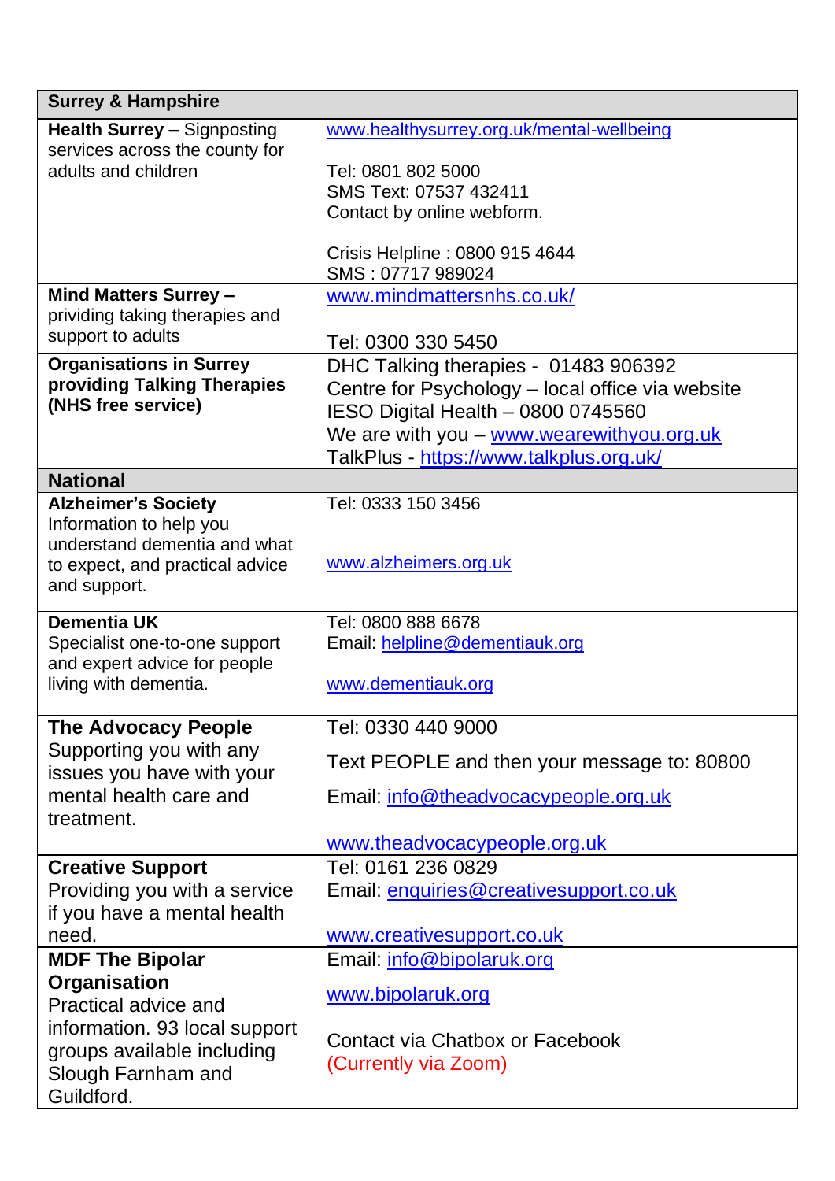| **Surrey & Hampshire** | |
|---|---|
| **Health Surrey –** Signposting services across the county for adults and children | www.healthysurrey.org.uk/mental-wellbeing<br><br>Tel: 0801 802 5000<br>SMS Text: 07537 432411<br>Contact by online webform.<br><br>Crisis Helpline : 0800 915 4644<br>SMS : 07717 989024 |
| **Mind Matters Surrey –** prividing taking therapies and support to adults | www.mindmattersnhs.co.uk/<br><br>Tel: 0300 330 5450 |
| **Organisations in Surrey providing Talking Therapies (NHS free service)** | DHC Talking therapies - 01483 906392<br>Centre for Psychology – local office via website<br>IESO Digital Health – 0800 0745560<br>We are with you – www.wearewithyou.org.uk<br>TalkPlus - https://www.talkplus.org.uk/ |
| **National** | |
| **Alzheimer's Society** Information to help you understand dementia and what to expect, and practical advice and support. | Tel: 0333 150 3456<br><br>www.alzheimers.org.uk |
| **Dementia UK** Specialist one-to-one support and expert advice for people living with dementia. | Tel: 0800 888 6678<br>Email: helpline@dementiauk.org<br><br>www.dementiauk.org |
| **The Advocacy People** Supporting you with any issues you have with your mental health care and treatment. | Tel: 0330 440 9000<br>Text PEOPLE and then your message to: 80800<br>Email: info@theadvocacypeople.org.uk<br><br>www.theadvocacypeople.org.uk |
| **Creative Support** Providing you with a service if you have a mental health need. | Tel: 0161 236 0829<br>Email: enquiries@creativesupport.co.uk<br><br>www.creativesupport.co.uk |
| **MDF The Bipolar Organisation** Practical advice and information. 93 local support groups available including Slough Farnham and Guildford. | Email: info@bipolaruk.org<br>www.bipolaruk.org<br><br>Contact via Chatbox or Facebook<br>(Currently via Zoom) |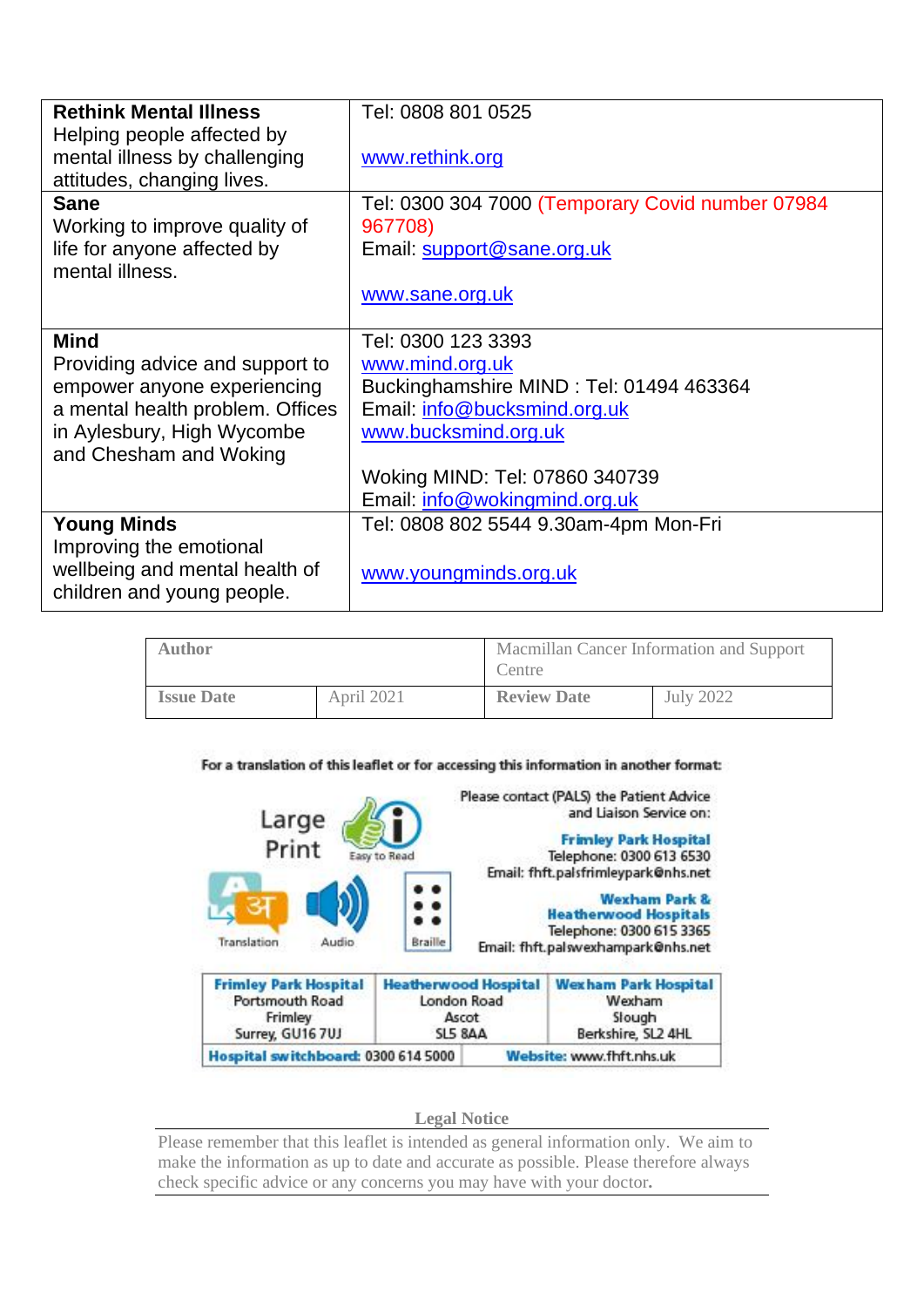| | |
|---|---|
| **Rethink Mental Illness**<br>Helping people affected by mental illness by challenging attitudes, changing lives. | Tel: 0808 801 0525<br><br>www.rethink.org |
| **Sane**<br>Working to improve quality of life for anyone affected by mental illness. | Tel: 0300 304 7000 (Temporary Covid number 07984 967708)<br>Email: support@sane.org.uk<br><br>www.sane.org.uk |
| **Mind**<br>Providing advice and support to empower anyone experiencing a mental health problem. Offices in Aylesbury, High Wycombe and Chesham and Woking | Tel: 0300 123 3393<br>www.mind.org.uk<br>Buckinghamshire MIND : Tel: 01494 463364<br>Email: info@bucksmind.org.uk<br>www.bucksmind.org.uk<br><br>Woking MIND: Tel: 07860 340739<br>Email: info@wokingmind.org.uk |
| **Young Minds**<br>Improving the emotional wellbeing and mental health of children and young people. | Tel: 0808 802 5544 9.30am-4pm Mon-Fri<br><br>www.youngminds.org.uk |

| | | | |
|---|---|---|---|
| **Author** | | Macmillan Cancer Information and Support Centre | |
| **Issue Date** | April 2021 | **Review Date** | July 2022 |

For a translation of this leaflet or for accessing this information in another format:

Large Print | Easy to Read | Translation | Audio | Braille

Please contact (PALS) the Patient Advice and Liaison Service on:

**Frimley Park Hospital**
Telephone: 0300 613 6530
Email: fhft.palsfrimleypark@nhs.net

**Wexham Park & Heatherwood Hospitals**
Telephone: 0300 615 3365
Email: fhft.palswexhampark@nhs.net

| **Frimley Park Hospital** | **Heatherwood Hospital** | **Wexham Park Hospital** |
|---|---|---|
| Portsmouth Road<br>Frimley<br>Surrey, GU16 7UJ | London Road<br>Ascot<br>SL5 8AA | Wexham<br>Slough<br>Berkshire, SL2 4HL |

**Hospital switchboard:** 0300 614 5000 **Website:** www.fhft.nhs.uk

**Legal Notice**

Please remember that this leaflet is intended as general information only. We aim to make the information as up to date and accurate as possible. Please therefore always check specific advice or any concerns you may have with your doctor.